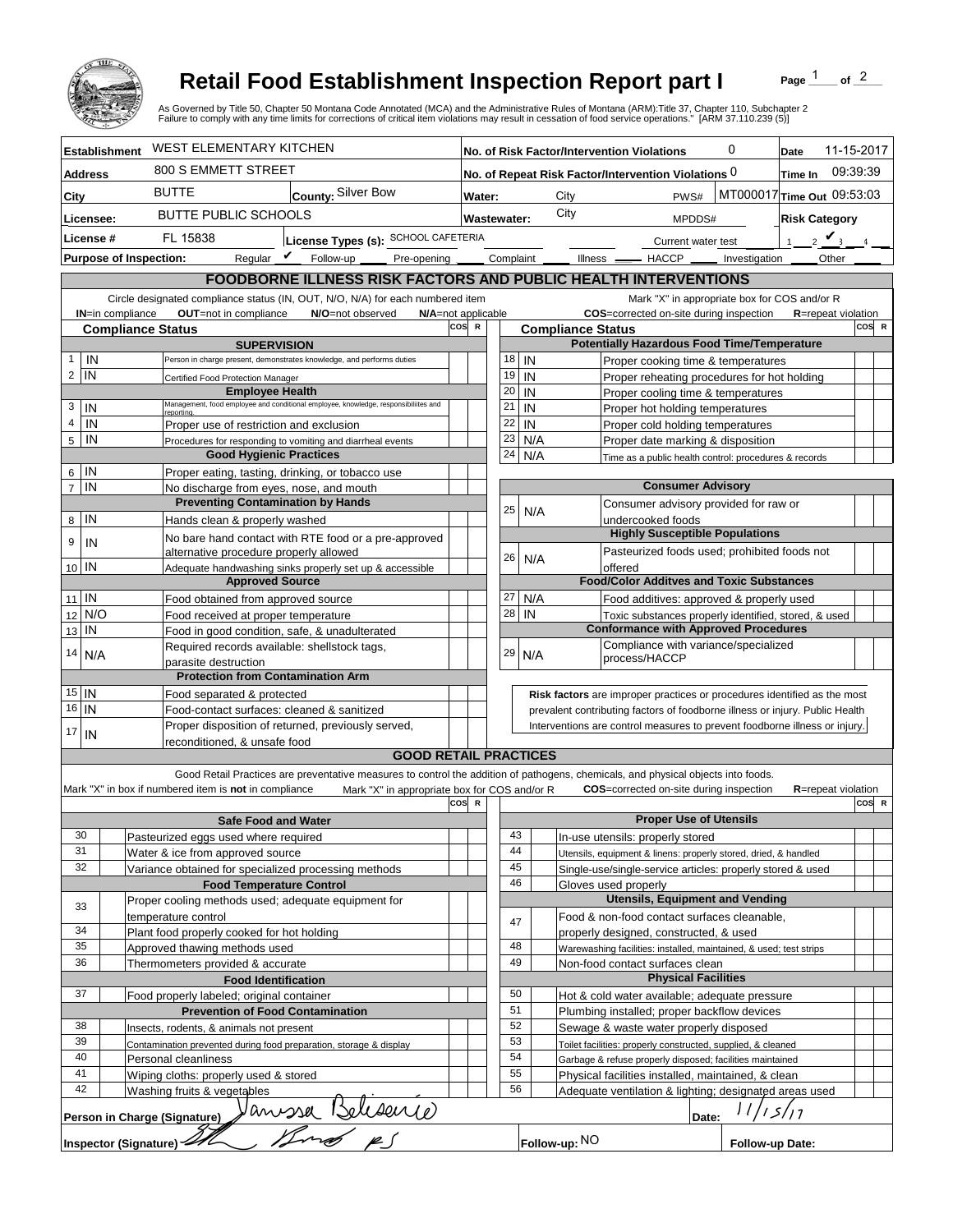# Retail Food Establishment Inspection Report part I

Page 1 of 2

As Governed by Title 50, Chapter 50 Montana Code Annotated (MCA) and the Administrative Rules of Montana (ARM):Title 37, Chapter 110, Subchapter 2
Failure to comply with any time limits for corrections of critical item violations may result in cessation of food service operations." [ARM 37.110.239 (5)]

| | | | |
|---|---|---|---|
| **Establishment** WEST ELEMENTARY KITCHEN | | **No. of Risk Factor/Intervention Violations** 0 | **Date** 11-15-2017 |
| **Address** 800 S EMMETT STREET | | **No. of Repeat Risk Factor/Intervention Violations** 0 | **Time In** 09:39:39 |
| **City** BUTTE | **County:** Silver Bow | **Water:** City PWS# MT000017 | **Time Out** 09:53:03 |
| **Licensee:** BUTTE PUBLIC SCHOOLS | | **Wastewater:** City MPDDS# | **Risk Category** |
| **License #** FL 15838 | **License Types (s):** SCHOOL CAFETERIA | Current water test | 1 __ 2 __ 3 ✔ 4 __ |
| **Purpose of Inspection:** Regular ✔ Follow-up ___ Pre-opening ___ Complaint ___ Illness ___ HACCP ___ Investigation ___ Other ___ | | | |

## FOODBORNE ILLNESS RISK FACTORS AND PUBLIC HEALTH INTERVENTIONS

Circle designated compliance status (IN, OUT, N/O, N/A) for each numbered item — Mark "X" in appropriate box for COS and/or R

**IN**=in compliance **OUT**=not in compliance **N/O**=not observed **N/A**=not applicable — **COS**=corrected on-site during inspection **R**=repeat violation

| # | Compliance Status | Item | COS | R |
|---|---|---|---|---|
| | | **SUPERVISION** | | |
| 1 | IN | Person in charge present, demonstrates knowledge, and performs duties | | |
| 2 | IN | Certified Food Protection Manager | | |
| | | **Employee Health** | | |
| 3 | IN | Management, food employee and conditional employee, knowledge, responsibilities and reporting. | | |
| 4 | IN | Proper use of restriction and exclusion | | |
| 5 | IN | Procedures for responding to vomiting and diarrheal events | | |
| | | **Good Hygienic Practices** | | |
| 6 | IN | Proper eating, tasting, drinking, or tobacco use | | |
| 7 | IN | No discharge from eyes, nose, and mouth | | |
| | | **Preventing Contamination by Hands** | | |
| 8 | IN | Hands clean & properly washed | | |
| 9 | IN | No bare hand contact with RTE food or a pre-approved alternative procedure properly allowed | | |
| 10 | IN | Adequate handwashing sinks properly set up & accessible | | |
| | | **Approved Source** | | |
| 11 | IN | Food obtained from approved source | | |
| 12 | N/O | Food received at proper temperature | | |
| 13 | IN | Food in good condition, safe, & unadulterated | | |
| 14 | N/A | Required records available: shellstock tags, parasite destruction | | |
| | | **Protection from Contamination Arm** | | |
| 15 | IN | Food separated & protected | | |
| 16 | IN | Food-contact surfaces: cleaned & sanitized | | |
| 17 | IN | Proper disposition of returned, previously served, reconditioned, & unsafe food | | |
| | | **Potentially Hazardous Food Time/Temperature** | | |
| 18 | IN | Proper cooking time & temperatures | | |
| 19 | IN | Proper reheating procedures for hot holding | | |
| 20 | IN | Proper cooling time & temperatures | | |
| 21 | IN | Proper hot holding temperatures | | |
| 22 | IN | Proper cold holding temperatures | | |
| 23 | N/A | Proper date marking & disposition | | |
| 24 | N/A | Time as a public health control: procedures & records | | |
| | | **Consumer Advisory** | | |
| 25 | N/A | Consumer advisory provided for raw or undercooked foods | | |
| | | **Highly Susceptible Populations** | | |
| 26 | N/A | Pasteurized foods used; prohibited foods not offered | | |
| | | **Food/Color Additves and Toxic Substances** | | |
| 27 | N/A | Food additives: approved & properly used | | |
| 28 | IN | Toxic substances properly identified, stored, & used | | |
| | | **Conformance with Approved Procedures** | | |
| 29 | N/A | Compliance with variance/specialized process/HACCP | | |

**Risk factors** are improper practices or procedures identified as the most prevalent contributing factors of foodborne illness or injury. Public Health Interventions are control measures to prevent foodborne illness or injury.

## GOOD RETAIL PRACTICES

Good Retail Practices are preventative measures to control the addition of pathogens, chemicals, and physical objects into foods.

Mark "X" in box if numbered item is **not** in compliance — Mark "X" in appropriate box for COS and/or R — **COS**=corrected on-site during inspection **R**=repeat violation

| # | Mark | Item | COS | R |
|---|---|---|---|---|
| | | **Safe Food and Water** | | |
| 30 | | Pasteurized eggs used where required | | |
| 31 | | Water & ice from approved source | | |
| 32 | | Variance obtained for specialized processing methods | | |
| | | **Food Temperature Control** | | |
| 33 | | Proper cooling methods used; adequate equipment for temperature control | | |
| 34 | | Plant food properly cooked for hot holding | | |
| 35 | | Approved thawing methods used | | |
| 36 | | Thermometers provided & accurate | | |
| | | **Food Identification** | | |
| 37 | | Food properly labeled; original container | | |
| | | **Prevention of Food Contamination** | | |
| 38 | | Insects, rodents, & animals not present | | |
| 39 | | Contamination prevented during food preparation, storage & display | | |
| 40 | | Personal cleanliness | | |
| 41 | | Wiping cloths: properly used & stored | | |
| 42 | | Washing fruits & vegetables | | |
| | | **Proper Use of Utensils** | | |
| 43 | | In-use utensils: properly stored | | |
| 44 | | Utensils, equipment & linens: properly stored, dried, & handled | | |
| 45 | | Single-use/single-service articles: properly stored & used | | |
| 46 | | Gloves used properly | | |
| | | **Utensils, Equipment and Vending** | | |
| 47 | | Food & non-food contact surfaces cleanable, properly designed, constructed, & used | | |
| 48 | | Warewashing facilities: installed, maintained, & used; test strips | | |
| 49 | | Non-food contact surfaces clean | | |
| | | **Physical Facilities** | | |
| 50 | | Hot & cold water available; adequate pressure | | |
| 51 | | Plumbing installed; proper backflow devices | | |
| 52 | | Sewage & waste water properly disposed | | |
| 53 | | Toilet facilities: properly constructed, supplied, & cleaned | | |
| 54 | | Garbage & refuse properly disposed; facilities maintained | | |
| 55 | | Physical facilities installed, maintained, & clean | | |
| 56 | | Adequate ventilation & lighting; designated areas used | | |

**Person in Charge (Signature)** Janissa Beliserio — **Date:** 11/15/17

**Inspector (Signature)** [signature] — **Follow-up:** NO — **Follow-up Date:**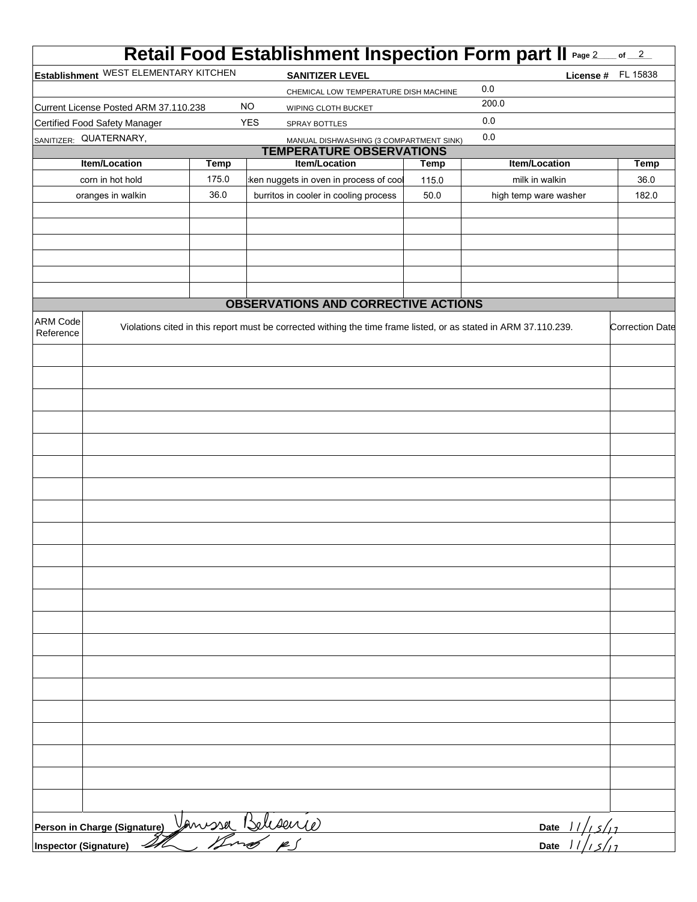# Retail Food Establishment Inspection Form part II

| | | | |
|---|---|---|---|
| Establishment WEST ELEMENTARY KITCHEN | | **SANITIZER LEVEL** | License # FL 15838 |
| | | CHEMICAL LOW TEMPERATURE DISH MACHINE | 0.0 |
| Current License Posted ARM 37.110.238 | NO | WIPING CLOTH BUCKET | 200.0 |
| Certified Food Safety Manager | YES | SPRAY BOTTLES | 0.0 |
| SANITIZER: QUATERNARY, | | MANUAL DISHWASHING (3 COMPARTMENT SINK) | 0.0 |

## TEMPERATURE OBSERVATIONS

| Item/Location | Temp | Item/Location | Temp | Item/Location | Temp |
|---|---|---|---|---|---|
| corn in hot hold | 175.0 | :ken nuggets in oven in process of cool | 115.0 | milk in walkin | 36.0 |
| oranges in walkin | 36.0 | burritos in cooler in cooling process | 50.0 | high temp ware washer | 182.0 |

## OBSERVATIONS AND CORRECTIVE ACTIONS

| ARM Code Reference | Violations cited in this report must be corrected withing the time frame listed, or as stated in ARM 37.110.239. | Correction Date |
|---|---|---|
| | | |

Person in Charge (Signature) Vanessa Beliserio Date 11/15/17

Inspector (Signature) [signature] Date 11/15/17